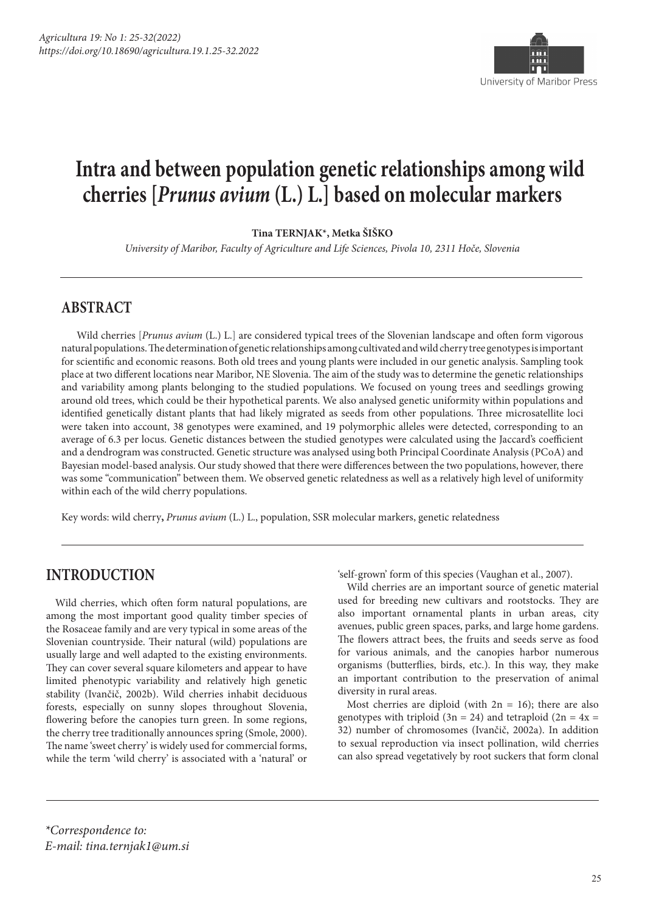# Intra and between population genetic relationships among wild cherries [*Prunus avium* (L.) L.] based on molecular markers

**Tina TERNJAK*, Metka ŠIŠKO**

*University of Maribor, Faculty of Agriculture and Life Sciences, Pivola 10, 2311 Hoče, Slovenia*

## ABSTRACT

Wild cherries [*Prunus avium* (L.) L.] are considered typical trees of the Slovenian landscape and often form vigorous natural populations. The determination of genetic relationships among cultivated and wild cherry tree genotypes is important for scientific and economic reasons. Both old trees and young plants were included in our genetic analysis. Sampling took place at two different locations near Maribor, NE Slovenia. The aim of the study was to determine the genetic relationships and variability among plants belonging to the studied populations. We focused on young trees and seedlings growing around old trees, which could be their hypothetical parents. We also analysed genetic uniformity within populations and identified genetically distant plants that had likely migrated as seeds from other populations. Three microsatellite loci were taken into account, 38 genotypes were examined, and 19 polymorphic alleles were detected, corresponding to an average of 6.3 per locus. Genetic distances between the studied genotypes were calculated using the Jaccard's coefficient and a dendrogram was constructed. Genetic structure was analysed using both Principal Coordinate Analysis (PCoA) and Bayesian model-based analysis. Our study showed that there were differences between the two populations, however, there was some "communication" between them. We observed genetic relatedness as well as a relatively high level of uniformity within each of the wild cherry populations.

Key words: wild cherry**,** *Prunus avium* (L.) L., population, SSR molecular markers, genetic relatedness

## INTRODUCTION

Wild cherries, which often form natural populations, are among the most important good quality timber species of the Rosaceae family and are very typical in some areas of the Slovenian countryside. Their natural (wild) populations are usually large and well adapted to the existing environments. They can cover several square kilometers and appear to have limited phenotypic variability and relatively high genetic stability (Ivančič, 2002b). Wild cherries inhabit deciduous forests, especially on sunny slopes throughout Slovenia, flowering before the canopies turn green. In some regions, the cherry tree traditionally announces spring (Smole, 2000). The name 'sweet cherry' is widely used for commercial forms, while the term 'wild cherry' is associated with a 'natural' or 'self-grown' form of this species (Vaughan et al., 2007).

Wild cherries are an important source of genetic material used for breeding new cultivars and rootstocks. They are also important ornamental plants in urban areas, city avenues, public green spaces, parks, and large home gardens. The flowers attract bees, the fruits and seeds serve as food for various animals, and the canopies harbor numerous organisms (butterflies, birds, etc.). In this way, they make an important contribution to the preservation of animal diversity in rural areas.

Most cherries are diploid (with $2n = 16$); there are also genotypes with triploid ($3n = 24$) and tetraploid ($2n = 4x = 32$) number of chromosomes (Ivančič, 2002a). In addition to sexual reproduction via insect pollination, wild cherries can also spread vegetatively by root suckers that form clonal

*\*Correspondence to:*
*E-mail: tina.ternjak1@um.si*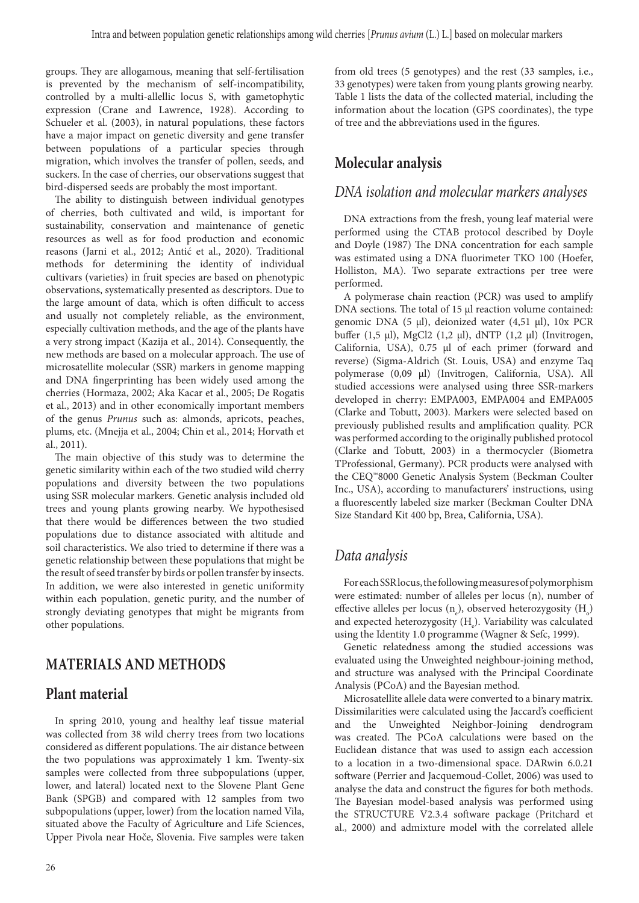groups. They are allogamous, meaning that self-fertilisation is prevented by the mechanism of self-incompatibility, controlled by a multi-allelic locus S, with gametophytic expression (Crane and Lawrence, 1928). According to Schueler et al. (2003), in natural populations, these factors have a major impact on genetic diversity and gene transfer between populations of a particular species through migration, which involves the transfer of pollen, seeds, and suckers. In the case of cherries, our observations suggest that bird-dispersed seeds are probably the most important.

The ability to distinguish between individual genotypes of cherries, both cultivated and wild, is important for sustainability, conservation and maintenance of genetic resources as well as for food production and economic reasons (Jarni et al., 2012; Antić et al., 2020). Traditional methods for determining the identity of individual cultivars (varieties) in fruit species are based on phenotypic observations, systematically presented as descriptors. Due to the large amount of data, which is often difficult to access and usually not completely reliable, as the environment, especially cultivation methods, and the age of the plants have a very strong impact (Kazija et al., 2014). Consequently, the new methods are based on a molecular approach. The use of microsatellite molecular (SSR) markers in genome mapping and DNA fingerprinting has been widely used among the cherries (Hormaza, 2002; Aka Kacar et al., 2005; De Rogatis et al., 2013) and in other economically important members of the genus *Prunus* such as: almonds, apricots, peaches, plums, etc. (Mnejja et al., 2004; Chin et al., 2014; Horvath et al., 2011).

The main objective of this study was to determine the genetic similarity within each of the two studied wild cherry populations and diversity between the two populations using SSR molecular markers. Genetic analysis included old trees and young plants growing nearby. We hypothesised that there would be differences between the two studied populations due to distance associated with altitude and soil characteristics. We also tried to determine if there was a genetic relationship between these populations that might be the result of seed transfer by birds or pollen transfer by insects. In addition, we were also interested in genetic uniformity within each population, genetic purity, and the number of strongly deviating genotypes that might be migrants from other populations.

# MATERIALS AND METHODS

## Plant material

In spring 2010, young and healthy leaf tissue material was collected from 38 wild cherry trees from two locations considered as different populations. The air distance between the two populations was approximately 1 km. Twenty-six samples were collected from three subpopulations (upper, lower, and lateral) located next to the Slovene Plant Gene Bank (SPGB) and compared with 12 samples from two subpopulations (upper, lower) from the location named Vila, situated above the Faculty of Agriculture and Life Sciences, Upper Pivola near Hoče, Slovenia. Five samples were taken from old trees (5 genotypes) and the rest (33 samples, i.e., 33 genotypes) were taken from young plants growing nearby. Table 1 lists the data of the collected material, including the information about the location (GPS coordinates), the type of tree and the abbreviations used in the figures.

## Molecular analysis

### DNA isolation and molecular markers analyses

DNA extractions from the fresh, young leaf material were performed using the CTAB protocol described by Doyle and Doyle (1987) The DNA concentration for each sample was estimated using a DNA fluorimeter TKO 100 (Hoefer, Holliston, MA). Two separate extractions per tree were performed.

A polymerase chain reaction (PCR) was used to amplify DNA sections. The total of 15 µl reaction volume contained: genomic DNA (5 µl), deionized water (4,51 µl), 10x PCR buffer (1,5 µl), MgCl2 (1,2 µl), dNTP (1,2 µl) (Invitrogen, California, USA), 0.75 µl of each primer (forward and reverse) (Sigma-Aldrich (St. Louis, USA) and enzyme Taq polymerase (0,09 µl) (Invitrogen, California, USA). All studied accessions were analysed using three SSR-markers developed in cherry: EMPA003, EMPA004 and EMPA005 (Clarke and Tobutt, 2003). Markers were selected based on previously published results and amplification quality. PCR was performed according to the originally published protocol (Clarke and Tobutt, 2003) in a thermocycler (Biometra TProfessional, Germany). PCR products were analysed with the CEQ™8000 Genetic Analysis System (Beckman Coulter Inc., USA), according to manufacturers' instructions, using a fluorescently labeled size marker (Beckman Coulter DNA Size Standard Kit 400 bp, Brea, California, USA).

### Data analysis

For each SSR locus, the following measures of polymorphism were estimated: number of alleles per locus (n), number of effective alleles per locus ($n_e$), observed heterozygosity ($H_o$) and expected heterozygosity ($H_e$). Variability was calculated using the Identity 1.0 programme (Wagner & Sefc, 1999).

Genetic relatedness among the studied accessions was evaluated using the Unweighted neighbour-joining method, and structure was analysed with the Principal Coordinate Analysis (PCoA) and the Bayesian method.

Microsatellite allele data were converted to a binary matrix. Dissimilarities were calculated using the Jaccard's coefficient and the Unweighted Neighbor-Joining dendrogram was created. The PCoA calculations were based on the Euclidean distance that was used to assign each accession to a location in a two-dimensional space. DARwin 6.0.21 software (Perrier and Jacquemoud-Collet, 2006) was used to analyse the data and construct the figures for both methods. The Bayesian model-based analysis was performed using the STRUCTURE V2.3.4 software package (Pritchard et al., 2000) and admixture model with the correlated allele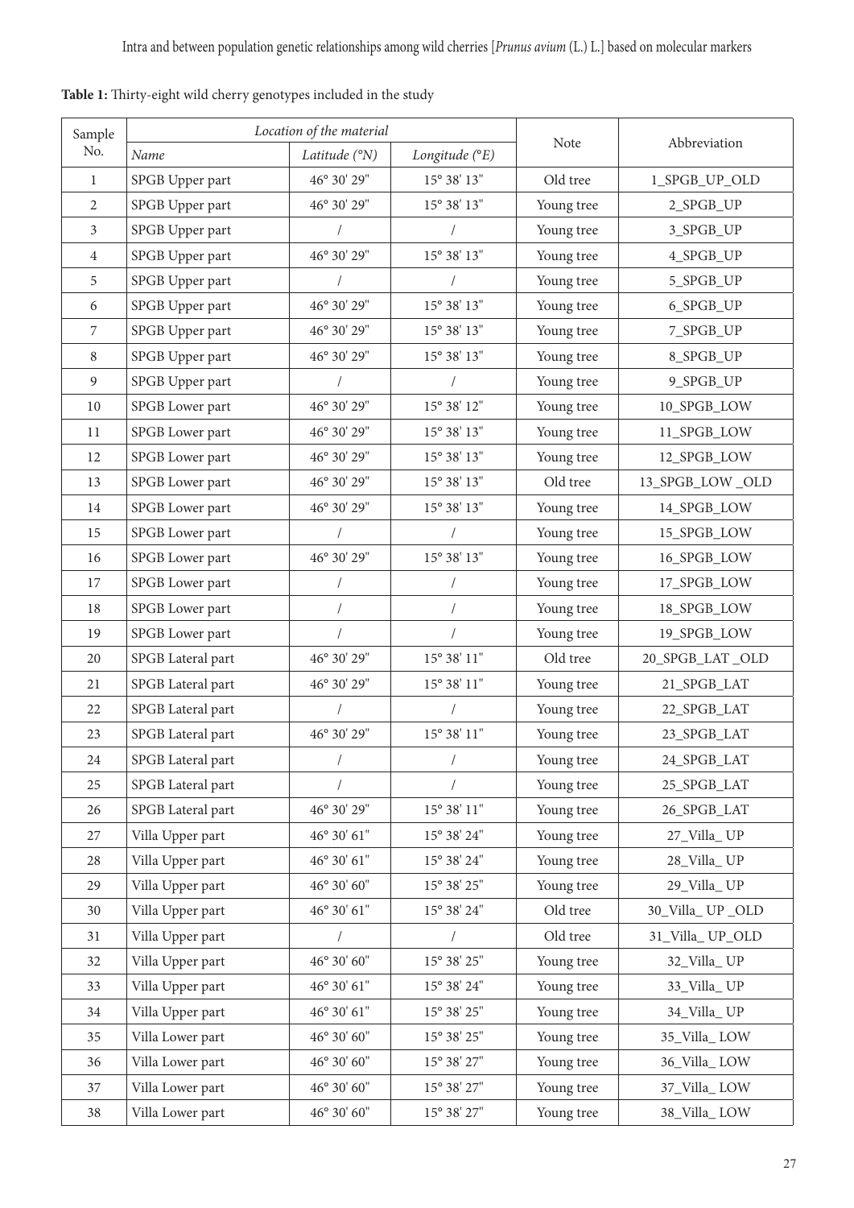**Table 1:** Thirty-eight wild cherry genotypes included in the study

| Sample No. | Location of the material | | | Note | Abbreviation |
|---|---|---|---|---|---|
| | *Name* | *Latitude (°N)* | *Longitude (°E)* | | |
| 1 | SPGB Upper part | 46° 30' 29" | 15° 38' 13" | Old tree | 1_SPGB_UP_OLD |
| 2 | SPGB Upper part | 46° 30' 29" | 15° 38' 13" | Young tree | 2_SPGB_UP |
| 3 | SPGB Upper part | / | / | Young tree | 3_SPGB_UP |
| 4 | SPGB Upper part | 46° 30' 29" | 15° 38' 13" | Young tree | 4_SPGB_UP |
| 5 | SPGB Upper part | / | / | Young tree | 5_SPGB_UP |
| 6 | SPGB Upper part | 46° 30' 29" | 15° 38' 13" | Young tree | 6_SPGB_UP |
| 7 | SPGB Upper part | 46° 30' 29" | 15° 38' 13" | Young tree | 7_SPGB_UP |
| 8 | SPGB Upper part | 46° 30' 29" | 15° 38' 13" | Young tree | 8_SPGB_UP |
| 9 | SPGB Upper part | / | / | Young tree | 9_SPGB_UP |
| 10 | SPGB Lower part | 46° 30' 29" | 15° 38' 12" | Young tree | 10_SPGB_LOW |
| 11 | SPGB Lower part | 46° 30' 29" | 15° 38' 13" | Young tree | 11_SPGB_LOW |
| 12 | SPGB Lower part | 46° 30' 29" | 15° 38' 13" | Young tree | 12_SPGB_LOW |
| 13 | SPGB Lower part | 46° 30' 29" | 15° 38' 13" | Old tree | 13_SPGB_LOW _OLD |
| 14 | SPGB Lower part | 46° 30' 29" | 15° 38' 13" | Young tree | 14_SPGB_LOW |
| 15 | SPGB Lower part | / | / | Young tree | 15_SPGB_LOW |
| 16 | SPGB Lower part | 46° 30' 29" | 15° 38' 13" | Young tree | 16_SPGB_LOW |
| 17 | SPGB Lower part | / | / | Young tree | 17_SPGB_LOW |
| 18 | SPGB Lower part | / | / | Young tree | 18_SPGB_LOW |
| 19 | SPGB Lower part | / | / | Young tree | 19_SPGB_LOW |
| 20 | SPGB Lateral part | 46° 30' 29" | 15° 38' 11" | Old tree | 20_SPGB_LAT _OLD |
| 21 | SPGB Lateral part | 46° 30' 29" | 15° 38' 11" | Young tree | 21_SPGB_LAT |
| 22 | SPGB Lateral part | / | / | Young tree | 22_SPGB_LAT |
| 23 | SPGB Lateral part | 46° 30' 29" | 15° 38' 11" | Young tree | 23_SPGB_LAT |
| 24 | SPGB Lateral part | / | / | Young tree | 24_SPGB_LAT |
| 25 | SPGB Lateral part | / | / | Young tree | 25_SPGB_LAT |
| 26 | SPGB Lateral part | 46° 30' 29" | 15° 38' 11" | Young tree | 26_SPGB_LAT |
| 27 | Villa Upper part | 46° 30' 61" | 15° 38' 24" | Young tree | 27_Villa_ UP |
| 28 | Villa Upper part | 46° 30' 61" | 15° 38' 24" | Young tree | 28_Villa_ UP |
| 29 | Villa Upper part | 46° 30' 60" | 15° 38' 25" | Young tree | 29_Villa_ UP |
| 30 | Villa Upper part | 46° 30' 61" | 15° 38' 24" | Old tree | 30_Villa_ UP _OLD |
| 31 | Villa Upper part | / | / | Old tree | 31_Villa_ UP_OLD |
| 32 | Villa Upper part | 46° 30' 60" | 15° 38' 25" | Young tree | 32_Villa_ UP |
| 33 | Villa Upper part | 46° 30' 61" | 15° 38' 24" | Young tree | 33_Villa_ UP |
| 34 | Villa Upper part | 46° 30' 61" | 15° 38' 25" | Young tree | 34_Villa_ UP |
| 35 | Villa Lower part | 46° 30' 60" | 15° 38' 25" | Young tree | 35_Villa_ LOW |
| 36 | Villa Lower part | 46° 30' 60" | 15° 38' 27" | Young tree | 36_Villa_ LOW |
| 37 | Villa Lower part | 46° 30' 60" | 15° 38' 27" | Young tree | 37_Villa_ LOW |
| 38 | Villa Lower part | 46° 30' 60" | 15° 38' 27" | Young tree | 38_Villa_ LOW |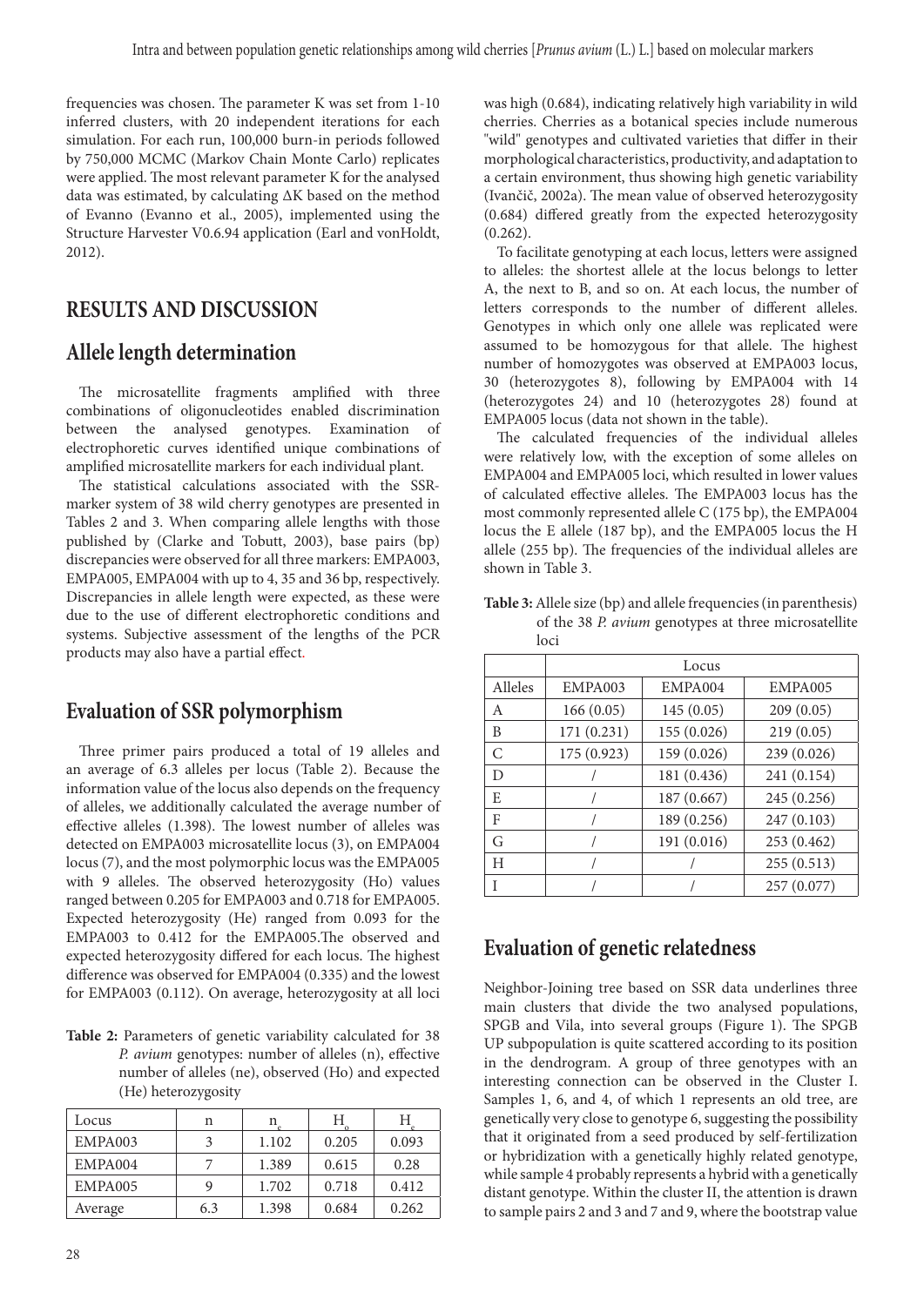frequencies was chosen. The parameter K was set from 1-10 inferred clusters, with 20 independent iterations for each simulation. For each run, 100,000 burn-in periods followed by 750,000 MCMC (Markov Chain Monte Carlo) replicates were applied. The most relevant parameter K for the analysed data was estimated, by calculating ΔK based on the method of Evanno (Evanno et al., 2005), implemented using the Structure Harvester V0.6.94 application (Earl and vonHoldt, 2012).

## RESULTS AND DISCUSSION

### Allele length determination

The microsatellite fragments amplified with three combinations of oligonucleotides enabled discrimination between the analysed genotypes. Examination of electrophoretic curves identified unique combinations of amplified microsatellite markers for each individual plant.

The statistical calculations associated with the SSR-marker system of 38 wild cherry genotypes are presented in Tables 2 and 3. When comparing allele lengths with those published by (Clarke and Tobutt, 2003), base pairs (bp) discrepancies were observed for all three markers: EMPA003, EMPA005, EMPA004 with up to 4, 35 and 36 bp, respectively. Discrepancies in allele length were expected, as these were due to the use of different electrophoretic conditions and systems. Subjective assessment of the lengths of the PCR products may also have a partial effect.

### Evaluation of SSR polymorphism

Three primer pairs produced a total of 19 alleles and an average of 6.3 alleles per locus (Table 2). Because the information value of the locus also depends on the frequency of alleles, we additionally calculated the average number of effective alleles (1.398). The lowest number of alleles was detected on EMPA003 microsatellite locus (3), on EMPA004 locus (7), and the most polymorphic locus was the EMPA005 with 9 alleles. The observed heterozygosity (Ho) values ranged between 0.205 for EMPA003 and 0.718 for EMPA005. Expected heterozygosity (He) ranged from 0.093 for the EMPA003 to 0.412 for the EMPA005.The observed and expected heterozygosity differed for each locus. The highest difference was observed for EMPA004 (0.335) and the lowest for EMPA003 (0.112). On average, heterozygosity at all loci

**Table 2:** Parameters of genetic variability calculated for 38 *P. avium* genotypes: number of alleles (n), effective number of alleles (ne), observed (Ho) and expected (He) heterozygosity

| Locus | n | $n_e$ | $H_o$ | $H_e$ |
|---|---|---|---|---|
| EMPA003 | 3 | 1.102 | 0.205 | 0.093 |
| EMPA004 | 7 | 1.389 | 0.615 | 0.28 |
| EMPA005 | 9 | 1.702 | 0.718 | 0.412 |
| Average | 6.3 | 1.398 | 0.684 | 0.262 |

was high (0.684), indicating relatively high variability in wild cherries. Cherries as a botanical species include numerous "wild" genotypes and cultivated varieties that differ in their morphological characteristics, productivity, and adaptation to a certain environment, thus showing high genetic variability (Ivančič, 2002a). The mean value of observed heterozygosity (0.684) differed greatly from the expected heterozygosity (0.262).

To facilitate genotyping at each locus, letters were assigned to alleles: the shortest allele at the locus belongs to letter A, the next to B, and so on. At each locus, the number of letters corresponds to the number of different alleles. Genotypes in which only one allele was replicated were assumed to be homozygous for that allele. The highest number of homozygotes was observed at EMPA003 locus, 30 (heterozygotes 8), following by EMPA004 with 14 (heterozygotes 24) and 10 (heterozygotes 28) found at EMPA005 locus (data not shown in the table).

The calculated frequencies of the individual alleles were relatively low, with the exception of some alleles on EMPA004 and EMPA005 loci, which resulted in lower values of calculated effective alleles. The EMPA003 locus has the most commonly represented allele C (175 bp), the EMPA004 locus the E allele (187 bp), and the EMPA005 locus the H allele (255 bp). The frequencies of the individual alleles are shown in Table 3.

**Table 3:** Allele size (bp) and allele frequencies (in parenthesis) of the 38 *P. avium* genotypes at three microsatellite loci

| | Locus | | |
|---|---|---|---|
| Alleles | EMPA003 | EMPA004 | EMPA005 |
| A | 166 (0.05) | 145 (0.05) | 209 (0.05) |
| B | 171 (0.231) | 155 (0.026) | 219 (0.05) |
| C | 175 (0.923) | 159 (0.026) | 239 (0.026) |
| D | / | 181 (0.436) | 241 (0.154) |
| E | / | 187 (0.667) | 245 (0.256) |
| F | / | 189 (0.256) | 247 (0.103) |
| G | / | 191 (0.016) | 253 (0.462) |
| H | / | / | 255 (0.513) |
| I | / | / | 257 (0.077) |

### Evaluation of genetic relatedness

Neighbor-Joining tree based on SSR data underlines three main clusters that divide the two analysed populations, SPGB and Vila, into several groups (Figure 1). The SPGB UP subpopulation is quite scattered according to its position in the dendrogram. A group of three genotypes with an interesting connection can be observed in the Cluster I. Samples 1, 6, and 4, of which 1 represents an old tree, are genetically very close to genotype 6, suggesting the possibility that it originated from a seed produced by self-fertilization or hybridization with a genetically highly related genotype, while sample 4 probably represents a hybrid with a genetically distant genotype. Within the cluster II, the attention is drawn to sample pairs 2 and 3 and 7 and 9, where the bootstrap value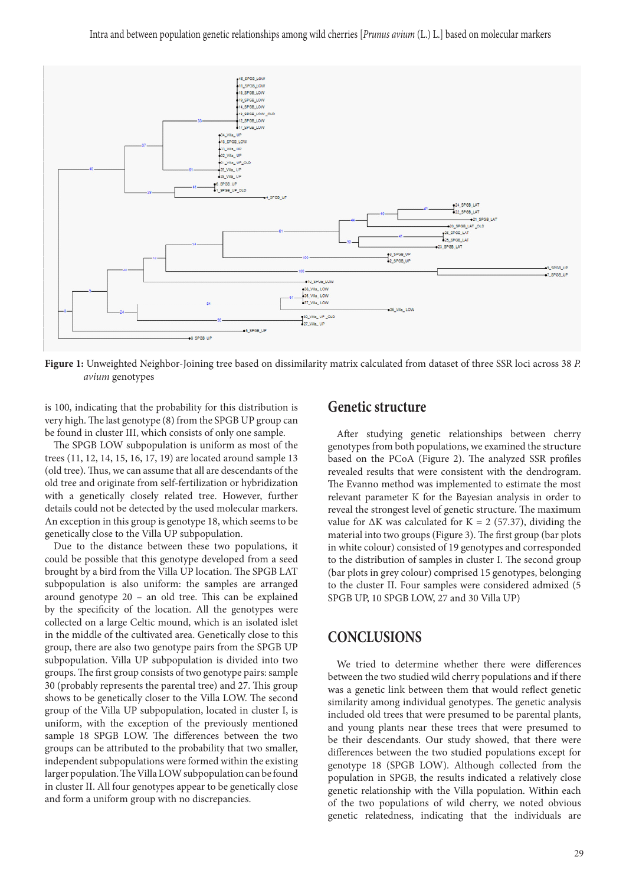**Figure 1:** Unweighted Neighbor-Joining tree based on dissimilarity matrix calculated from dataset of three SSR loci across 38 *P. avium* genotypes

is 100, indicating that the probability for this distribution is very high. The last genotype (8) from the SPGB UP group can be found in cluster III, which consists of only one sample.

The SPGB LOW subpopulation is uniform as most of the trees (11, 12, 14, 15, 16, 17, 19) are located around sample 13 (old tree). Thus, we can assume that all are descendants of the old tree and originate from self-fertilization or hybridization with a genetically closely related tree. However, further details could not be detected by the used molecular markers. An exception in this group is genotype 18, which seems to be genetically close to the Villa UP subpopulation.

Due to the distance between these two populations, it could be possible that this genotype developed from a seed brought by a bird from the Villa UP location. The SPGB LAT subpopulation is also uniform: the samples are arranged around genotype 20 – an old tree. This can be explained by the specificity of the location. All the genotypes were collected on a large Celtic mound, which is an isolated islet in the middle of the cultivated area. Genetically close to this group, there are also two genotype pairs from the SPGB UP subpopulation. Villa UP subpopulation is divided into two groups. The first group consists of two genotype pairs: sample 30 (probably represents the parental tree) and 27. This group shows to be genetically closer to the Villa LOW. The second group of the Villa UP subpopulation, located in cluster I, is uniform, with the exception of the previously mentioned sample 18 SPGB LOW. The differences between the two groups can be attributed to the probability that two smaller, independent subpopulations were formed within the existing larger population. The Villa LOW subpopulation can be found in cluster II. All four genotypes appear to be genetically close and form a uniform group with no discrepancies.

## Genetic structure

After studying genetic relationships between cherry genotypes from both populations, we examined the structure based on the PCoA (Figure 2). The analyzed SSR profiles revealed results that were consistent with the dendrogram. The Evanno method was implemented to estimate the most relevant parameter K for the Bayesian analysis in order to reveal the strongest level of genetic structure. The maximum value for ΔK was calculated for K = 2 (57.37), dividing the material into two groups (Figure 3). The first group (bar plots in white colour) consisted of 19 genotypes and corresponded to the distribution of samples in cluster I. The second group (bar plots in grey colour) comprised 15 genotypes, belonging to the cluster II. Four samples were considered admixed (5 SPGB UP, 10 SPGB LOW, 27 and 30 Villa UP)

## CONCLUSIONS

We tried to determine whether there were differences between the two studied wild cherry populations and if there was a genetic link between them that would reflect genetic similarity among individual genotypes. The genetic analysis included old trees that were presumed to be parental plants, and young plants near these trees that were presumed to be their descendants. Our study showed, that there were differences between the two studied populations except for genotype 18 (SPGB LOW). Although collected from the population in SPGB, the results indicated a relatively close genetic relationship with the Villa population. Within each of the two populations of wild cherry, we noted obvious genetic relatedness, indicating that the individuals are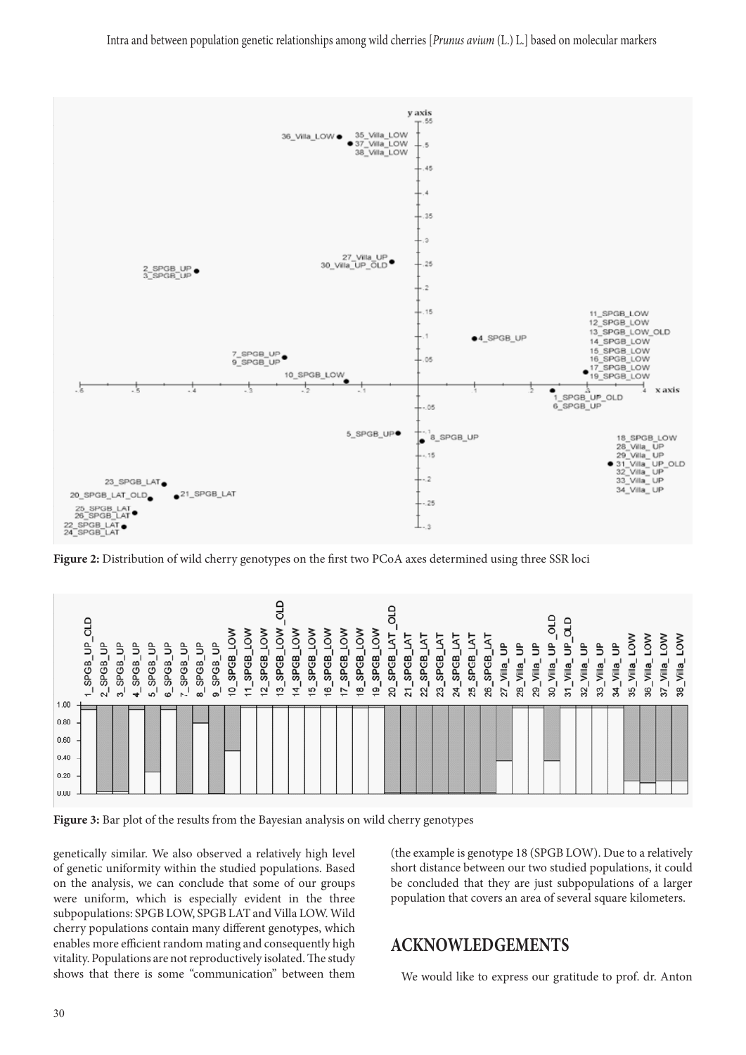**Figure 2:** Distribution of wild cherry genotypes on the first two PCoA axes determined using three SSR loci

**Figure 3:** Bar plot of the results from the Bayesian analysis on wild cherry genotypes

genetically similar. We also observed a relatively high level of genetic uniformity within the studied populations. Based on the analysis, we can conclude that some of our groups were uniform, which is especially evident in the three subpopulations: SPGB LOW, SPGB LAT and Villa LOW. Wild cherry populations contain many different genotypes, which enables more efficient random mating and consequently high vitality. Populations are not reproductively isolated. The study shows that there is some "communication" between them (the example is genotype 18 (SPGB LOW). Due to a relatively short distance between our two studied populations, it could be concluded that they are just subpopulations of a larger population that covers an area of several square kilometers.

## ACKNOWLEDGEMENTS

We would like to express our gratitude to prof. dr. Anton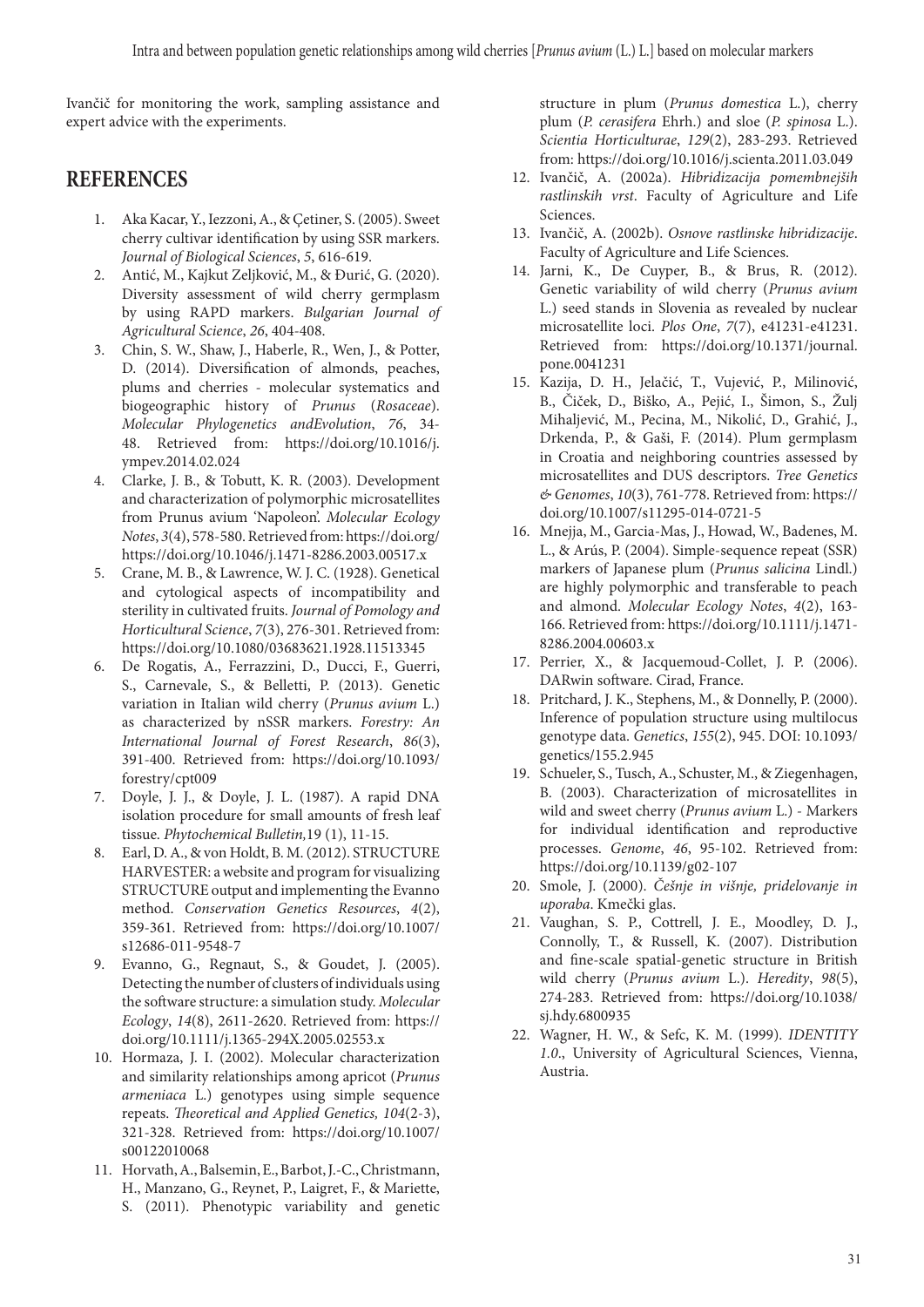Ivančič for monitoring the work, sampling assistance and expert advice with the experiments.

## REFERENCES

1. Aka Kacar, Y., Iezzoni, A., & Çetiner, S. (2005). Sweet cherry cultivar identification by using SSR markers. *Journal of Biological Sciences*, *5*, 616-619.
2. Antić, M., Kajkut Zeljković, M., & Đurić, G. (2020). Diversity assessment of wild cherry germplasm by using RAPD markers. *Bulgarian Journal of Agricultural Science*, *26*, 404-408.
3. Chin, S. W., Shaw, J., Haberle, R., Wen, J., & Potter, D. (2014). Diversification of almonds, peaches, plums and cherries - molecular systematics and biogeographic history of *Prunus* (*Rosaceae*). *Molecular Phylogenetics andEvolution*, *76*, 34-48. Retrieved from: https://doi.org/10.1016/j.ympev.2014.02.024
4. Clarke, J. B., & Tobutt, K. R. (2003). Development and characterization of polymorphic microsatellites from Prunus avium 'Napoleon'. *Molecular Ecology Notes*, *3*(4), 578-580. Retrieved from: https://doi.org/https://doi.org/10.1046/j.1471-8286.2003.00517.x
5. Crane, M. B., & Lawrence, W. J. C. (1928). Genetical and cytological aspects of incompatibility and sterility in cultivated fruits. *Journal of Pomology and Horticultural Science*, *7*(3), 276-301. Retrieved from: https://doi.org/10.1080/03683621.1928.11513345
6. De Rogatis, A., Ferrazzini, D., Ducci, F., Guerri, S., Carnevale, S., & Belletti, P. (2013). Genetic variation in Italian wild cherry (*Prunus avium* L.) as characterized by nSSR markers. *Forestry: An International Journal of Forest Research*, *86*(3), 391-400. Retrieved from: https://doi.org/10.1093/forestry/cpt009
7. Doyle, J. J., & Doyle, J. L. (1987). A rapid DNA isolation procedure for small amounts of fresh leaf tissue. *Phytochemical Bulletin,*19 (1), 11-15.
8. Earl, D. A., & von Holdt, B. M. (2012). STRUCTURE HARVESTER: a website and program for visualizing STRUCTURE output and implementing the Evanno method. *Conservation Genetics Resources*, *4*(2), 359-361. Retrieved from: https://doi.org/10.1007/s12686-011-9548-7
9. Evanno, G., Regnaut, S., & Goudet, J. (2005). Detecting the number of clusters of individuals using the software structure: a simulation study. *Molecular Ecology*, *14*(8), 2611-2620. Retrieved from: https://doi.org/10.1111/j.1365-294X.2005.02553.x
10. Hormaza, J. I. (2002). Molecular characterization and similarity relationships among apricot (*Prunus armeniaca* L.) genotypes using simple sequence repeats. *Theoretical and Applied Genetics, 104*(2-3), 321-328. Retrieved from: https://doi.org/10.1007/s00122010068
11. Horvath, A., Balsemin, E., Barbot, J.-C., Christmann, H., Manzano, G., Reynet, P., Laigret, F., & Mariette, S. (2011). Phenotypic variability and genetic structure in plum (*Prunus domestica* L.), cherry plum (*P. cerasifera* Ehrh.) and sloe (*P. spinosa* L.). *Scientia Horticulturae*, *129*(2), 283-293. Retrieved from: https://doi.org/10.1016/j.scienta.2011.03.049
12. Ivančič, A. (2002a). *Hibridizacija pomembnejših rastlinskih vrst*. Faculty of Agriculture and Life Sciences.
13. Ivančič, A. (2002b). *Osnove rastlinske hibridizacije*. Faculty of Agriculture and Life Sciences.
14. Jarni, K., De Cuyper, B., & Brus, R. (2012). Genetic variability of wild cherry (*Prunus avium* L.) seed stands in Slovenia as revealed by nuclear microsatellite loci. *Plos One*, *7*(7), e41231-e41231. Retrieved from: https://doi.org/10.1371/journal.pone.0041231
15. Kazija, D. H., Jelačić, T., Vujević, P., Milinović, B., Čiček, D., Biško, A., Pejić, I., Šimon, S., Žulj Mihaljević, M., Pecina, M., Nikolić, D., Grahić, J., Drkenda, P., & Gaši, F. (2014). Plum germplasm in Croatia and neighboring countries assessed by microsatellites and DUS descriptors. *Tree Genetics & Genomes*, *10*(3), 761-778. Retrieved from: https://doi.org/10.1007/s11295-014-0721-5
16. Mnejja, M., Garcia-Mas, J., Howad, W., Badenes, M. L., & Arús, P. (2004). Simple-sequence repeat (SSR) markers of Japanese plum (*Prunus salicina* Lindl.) are highly polymorphic and transferable to peach and almond. *Molecular Ecology Notes*, *4*(2), 163-166. Retrieved from: https://doi.org/10.1111/j.1471-8286.2004.00603.x
17. Perrier, X., & Jacquemoud-Collet, J. P. (2006). DARwin software. Cirad, France.
18. Pritchard, J. K., Stephens, M., & Donnelly, P. (2000). Inference of population structure using multilocus genotype data. *Genetics*, *155*(2), 945. DOI: 10.1093/genetics/155.2.945
19. Schueler, S., Tusch, A., Schuster, M., & Ziegenhagen, B. (2003). Characterization of microsatellites in wild and sweet cherry (*Prunus avium* L.) - Markers for individual identification and reproductive processes. *Genome*, *46*, 95-102. Retrieved from: https://doi.org/10.1139/g02-107
20. Smole, J. (2000). *Češnje in višnje, pridelovanje in uporaba*. Kmečki glas.
21. Vaughan, S. P., Cottrell, J. E., Moodley, D. J., Connolly, T., & Russell, K. (2007). Distribution and fine-scale spatial-genetic structure in British wild cherry (*Prunus avium* L.). *Heredity*, *98*(5), 274-283. Retrieved from: https://doi.org/10.1038/sj.hdy.6800935
22. Wagner, H. W., & Sefc, K. M. (1999). *IDENTITY 1.0*., University of Agricultural Sciences, Vienna, Austria.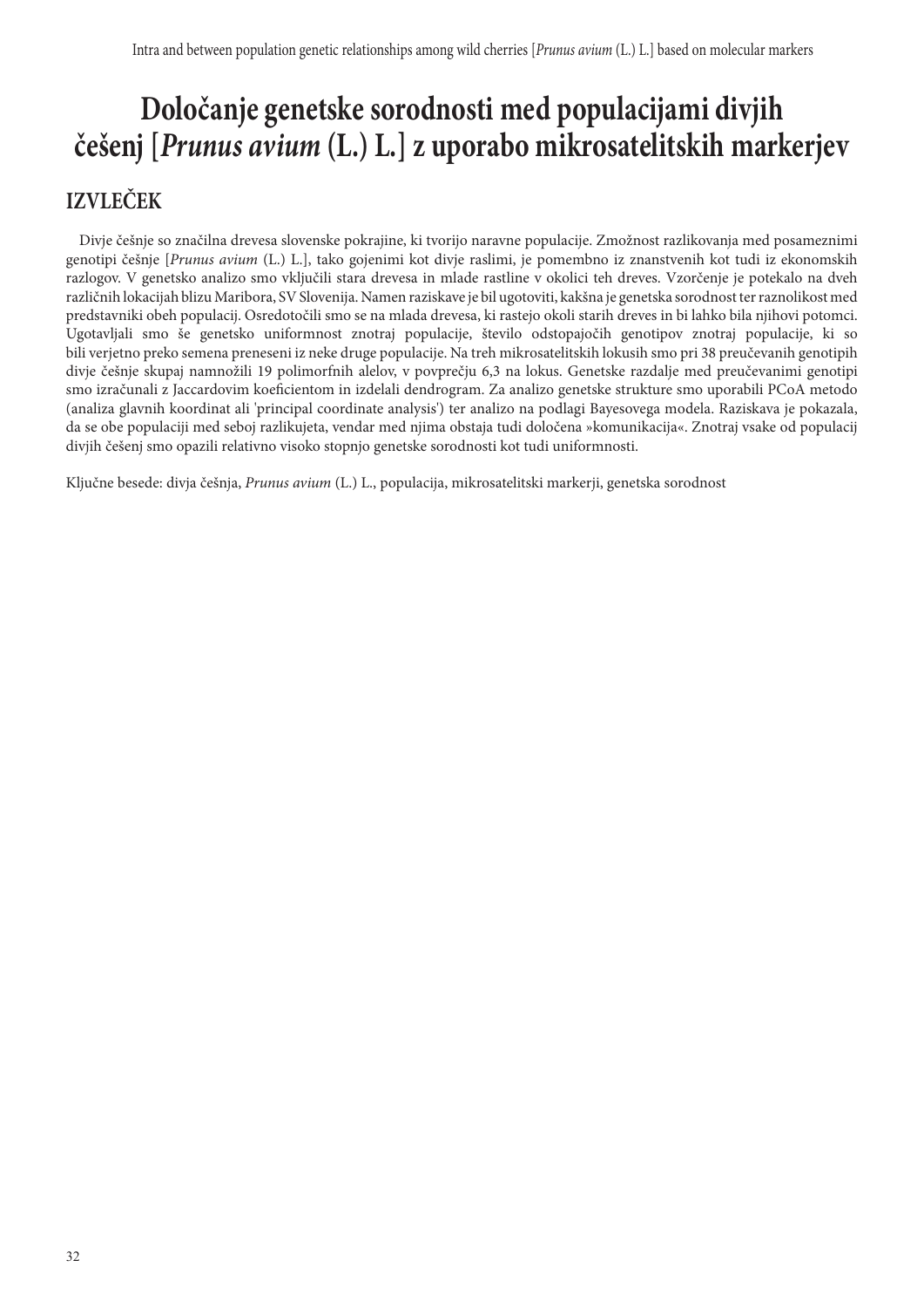# Določanje genetske sorodnosti med populacijami divjih češenj [*Prunus avium* (L.) L.] z uporabo mikrosatelitskih markerjev

## IZVLEČEK

Divje češnje so značilna drevesa slovenske pokrajine, ki tvorijo naravne populacije. Zmožnost razlikovanja med posameznimi genotipi češnje [*Prunus avium* (L.) L.], tako gojenimi kot divje raslimi, je pomembno iz znanstvenih kot tudi iz ekonomskih razlogov. V genetsko analizo smo vključili stara drevesa in mlade rastline v okolici teh dreves. Vzorčenje je potekalo na dveh različnih lokacijah blizu Maribora, SV Slovenija. Namen raziskave je bil ugotoviti, kakšna je genetska sorodnost ter raznolikost med predstavniki obeh populacij. Osredotočili smo se na mlada drevesa, ki rastejo okoli starih dreves in bi lahko bila njihovi potomci. Ugotavljali smo še genetsko uniformnost znotraj populacije, število odstopajočih genotipov znotraj populacije, ki so bili verjetno preko semena preneseni iz neke druge populacije. Na treh mikrosatelitskih lokusih smo pri 38 preučevanih genotipih divje češnje skupaj namnožili 19 polimorfnih alelov, v povprečju 6,3 na lokus. Genetske razdalje med preučevanimi genotipi smo izračunali z Jaccardovim koeficientom in izdelali dendrogram. Za analizo genetske strukture smo uporabili PCoA metodo (analiza glavnih koordinat ali 'principal coordinate analysis') ter analizo na podlagi Bayesovega modela. Raziskava je pokazala, da se obe populaciji med seboj razlikujeta, vendar med njima obstaja tudi določena »komunikacija«. Znotraj vsake od populacij divjih češenj smo opazili relativno visoko stopnjo genetske sorodnosti kot tudi uniformnosti.

Ključne besede: divja češnja, *Prunus avium* (L.) L., populacija, mikrosatelitski markerji, genetska sorodnost